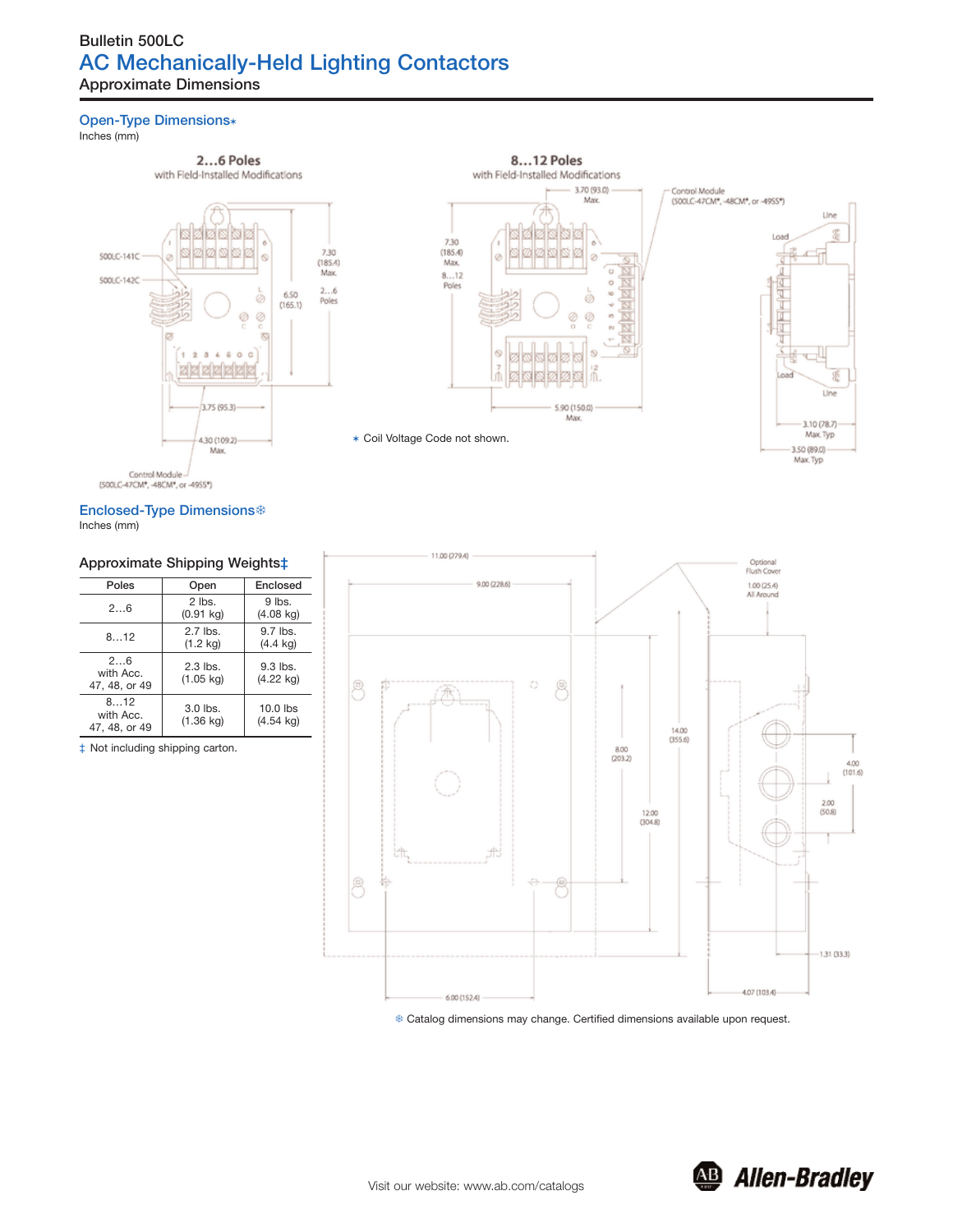Bulletin 500LC

# AC Mechanically-Held Lighting Contactors

## Approximate Dimensions

### Open-Type Dimensions∗

Inches (mm)

**2…6 Poles**
with Field-Installed Modifications

500LC-141C
500LC-142C
7.30 (185.4) Max.
6.50 (165.1)
2…6 Poles
3.75 (95.3)
4.30 (109.2) Max.
Control Module (500LC-47CM*, -48CM*, or -49SS*)

**8…12 Poles**
with Field-Installed Modifications

3.70 (93.0) Max.
Control Module (500LC-47CM*, -48CM*, or -49SS*)
7.30 (185.4) Max.
8…12 Poles
5.90 (150.0) Max.
Line
Load
Load
Line
3.10 (78.7) Max. Typ
3.50 (89.0) Max. Typ

∗ Coil Voltage Code not shown.

### Enclosed-Type Dimensions❄

Inches (mm)

11.00 (279.4)
9.00 (228.6)
Optional Flush Cover
1.00 (25.4) All Around
8.00 (203.2)
14.00 (355.6)
12.00 (304.8)
4.00 (101.6)
2.00 (50.8)
1.31 (33.3)
6.00 (152.4)
4.07 (103.4)

❄ Catalog dimensions may change. Certified dimensions available upon request.

### Approximate Shipping Weights‡

| Poles | Open | Enclosed |
|---|---|---|
| 2…6 | 2 lbs. (0.91 kg) | 9 lbs. (4.08 kg) |
| 8…12 | 2.7 lbs. (1.2 kg) | 9.7 lbs. (4.4 kg) |
| 2…6 with Acc. 47, 48, or 49 | 2.3 lbs. (1.05 kg) | 9.3 lbs. (4.22 kg) |
| 8…12 with Acc. 47, 48, or 49 | 3.0 lbs. (1.36 kg) | 10.0 lbs (4.54 kg) |

‡ Not including shipping carton.

Visit our website: www.ab.com/catalogs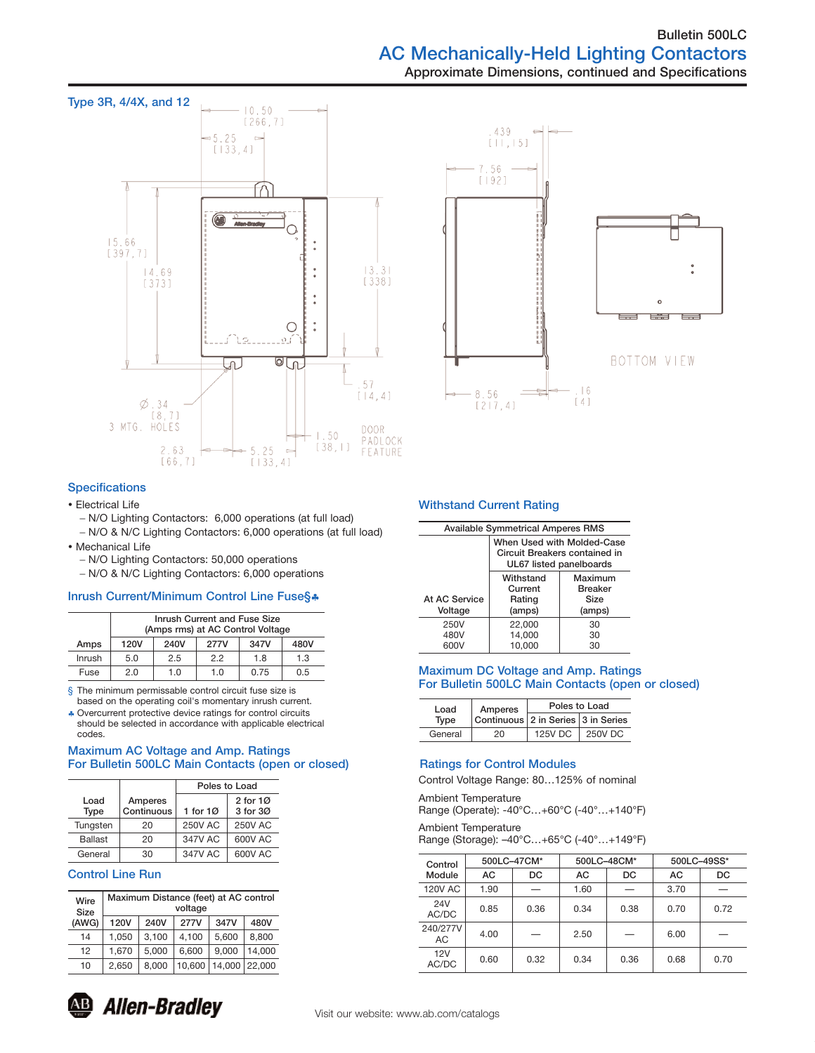## Type 3R, 4/4X, and 12

10.50
[266,7]
5.25
[133,4]
15.66
[397,7]
14.69
[373]
13.31
[338]
.57
[14,4]
Ø .34
[8,7]
3 MTG. HOLES
1.50
[38,1]
DOOR
PADLOCK
FEATURE
2.63
[66,7]
5.25
[133,4]
.439
[11,15]
7.56
[192]
8.56
[217,4]
.16
[4]
BOTTOM VIEW

## Specifications

- Electrical Life
  - N/O Lighting Contactors: 6,000 operations (at full load)
  - N/O & N/C Lighting Contactors: 6,000 operations (at full load)
- Mechanical Life
  - N/O Lighting Contactors: 50,000 operations
  - N/O & N/C Lighting Contactors: 6,000 operations

### Inrush Current/Minimum Control Line Fuse§♣

| Amps | Inrush Current and Fuse Size (Amps rms) at AC Control Voltage | | | | |
|---|---|---|---|---|---|
| | 120V | 240V | 277V | 347V | 480V |
| Inrush | 5.0 | 2.5 | 2.2 | 1.8 | 1.3 |
| Fuse | 2.0 | 1.0 | 1.0 | 0.75 | 0.5 |

§ The minimum permissable control circuit fuse size is based on the operating coil's momentary inrush current.
♣ Overcurrent protective device ratings for control circuits should be selected in accordance with applicable electrical codes.

### Maximum AC Voltage and Amp. Ratings For Bulletin 500LC Main Contacts (open or closed)

| Load Type | Amperes Continuous | Poles to Load | |
|---|---|---|---|
| | | 1 for 1Ø | 2 for 1Ø 3 for 3Ø |
| Tungsten | 20 | 250V AC | 250V AC |
| Ballast | 20 | 347V AC | 600V AC |
| General | 30 | 347V AC | 600V AC |

### Control Line Run

| Wire Size (AWG) | Maximum Distance (feet) at AC control voltage | | | | |
|---|---|---|---|---|---|
| | 120V | 240V | 277V | 347V | 480V |
| 14 | 1,050 | 3,100 | 4,100 | 5,600 | 8,800 |
| 12 | 1,670 | 5,000 | 6,600 | 9,000 | 14,000 |
| 10 | 2,650 | 8,000 | 10,600 | 14,000 | 22,000 |

### Withstand Current Rating

| Available Symmetrical Amperes RMS | | |
|---|---|---|
| | When Used with Molded-Case Circuit Breakers contained in UL67 listed panelboards | |
| At AC Service Voltage | Withstand Current Rating (amps) | Maximum Breaker Size (amps) |
| 250V | 22,000 | 30 |
| 480V | 14,000 | 30 |
| 600V | 10,000 | 30 |

### Maximum DC Voltage and Amp. Ratings For Bulletin 500LC Main Contacts (open or closed)

| Load Type | Amperes Continuous | Poles to Load | |
|---|---|---|---|
| | | 2 in Series | 3 in Series |
| General | 20 | 125V DC | 250V DC |

### Ratings for Control Modules

Control Voltage Range: 80…125% of nominal

Ambient Temperature
Range (Operate): -40°C…+60°C (-40°…+140°F)

Ambient Temperature
Range (Storage): –40°C…+65°C (-40°…+149°F)

| Control Module | 500LC–47CM* | | 500LC–48CM* | | 500LC–49SS* | |
|---|---|---|---|---|---|---|
| | AC | DC | AC | DC | AC | DC |
| 120V AC | 1.90 | — | 1.60 | — | 3.70 | — |
| 24V AC/DC | 0.85 | 0.36 | 0.34 | 0.38 | 0.70 | 0.72 |
| 240/277V AC | 4.00 | — | 2.50 | — | 6.00 | — |
| 12V AC/DC | 0.60 | 0.32 | 0.34 | 0.36 | 0.68 | 0.70 |

Allen-Bradley

Visit our website: www.ab.com/catalogs